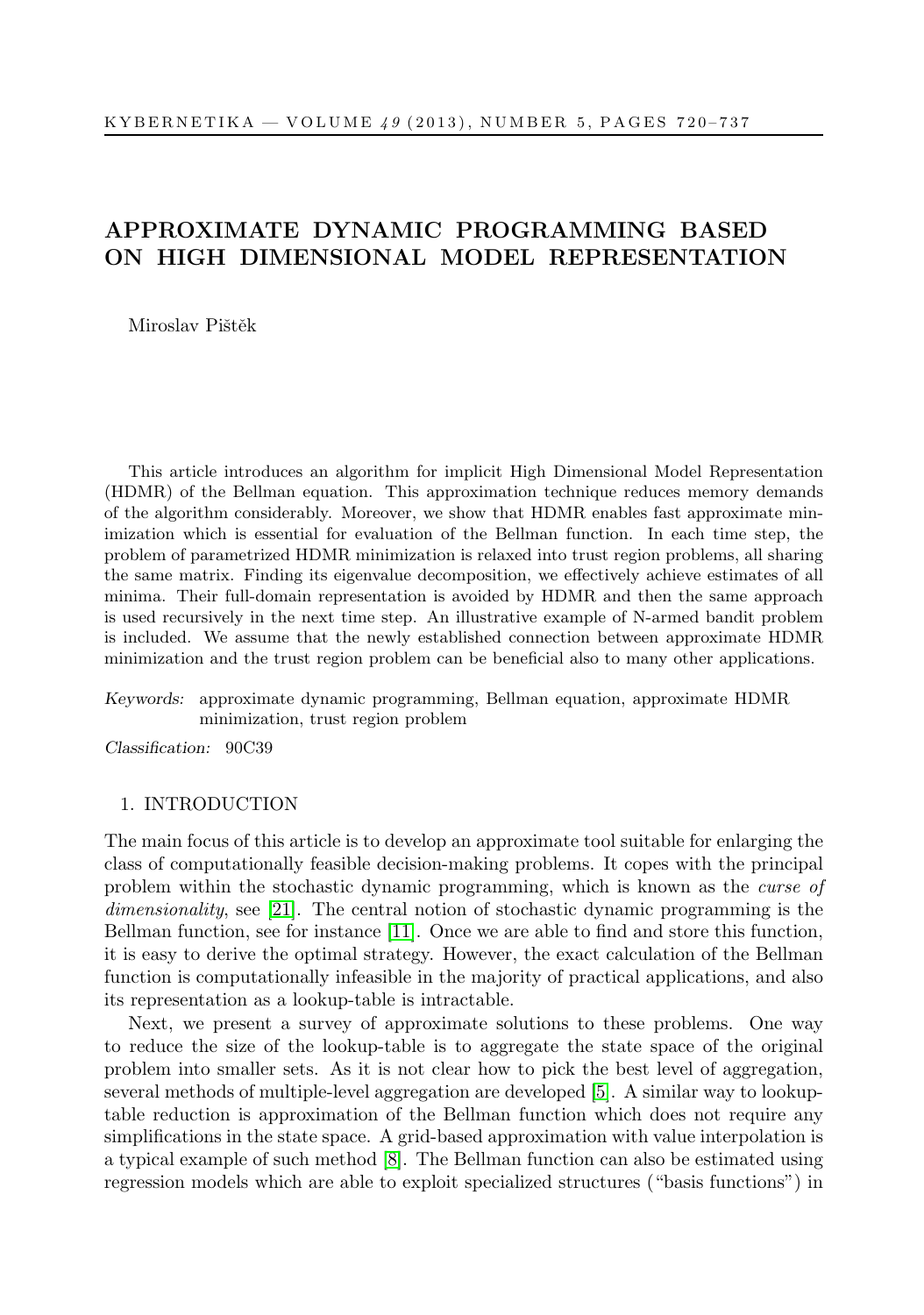# APPROXIMATE DYNAMIC PROGRAMMING BASED ON HIGH DIMENSIONAL MODEL REPRESENTATION

Miroslav Pištěk

This article introduces an algorithm for implicit High Dimensional Model Representation (HDMR) of the Bellman equation. This approximation technique reduces memory demands of the algorithm considerably. Moreover, we show that HDMR enables fast approximate minimization which is essential for evaluation of the Bellman function. In each time step, the problem of parametrized HDMR minimization is relaxed into trust region problems, all sharing the same matrix. Finding its eigenvalue decomposition, we effectively achieve estimates of all minima. Their full-domain representation is avoided by HDMR and then the same approach is used recursively in the next time step. An illustrative example of N-armed bandit problem is included. We assume that the newly established connection between approximate HDMR minimization and the trust region problem can be beneficial also to many other applications.

*Keywords:* approximate dynamic programming, Bellman equation, approximate HDMR minimization, trust region problem

*Classification:* 90C39

## 1. INTRODUCTION

The main focus of this article is to develop an approximate tool suitable for enlarging the class of computationally feasible decision-making problems. It copes with the principal problem within the stochastic dynamic programming, which is known as the *curse of dimensionality*, see [21]. The central notion of stochastic dynamic programming is the Bellman function, see for instance [11]. Once we are able to find and store this function, it is easy to derive the optimal strategy. However, the exact calculation of the Bellman function is computationally infeasible in the majority of practical applications, and also its representation as a lookup-table is intractable.

Next, we present a survey of approximate solutions to these problems. One way to reduce the size of the lookup-table is to aggregate the state space of the original problem into smaller sets. As it is not clear how to pick the best level of aggregation, several methods of multiple-level aggregation are developed [5]. A similar way to lookup-table reduction is approximation of the Bellman function which does not require any simplifications in the state space. A grid-based approximation with value interpolation is a typical example of such method [8]. The Bellman function can also be estimated using regression models which are able to exploit specialized structures ("basis functions") in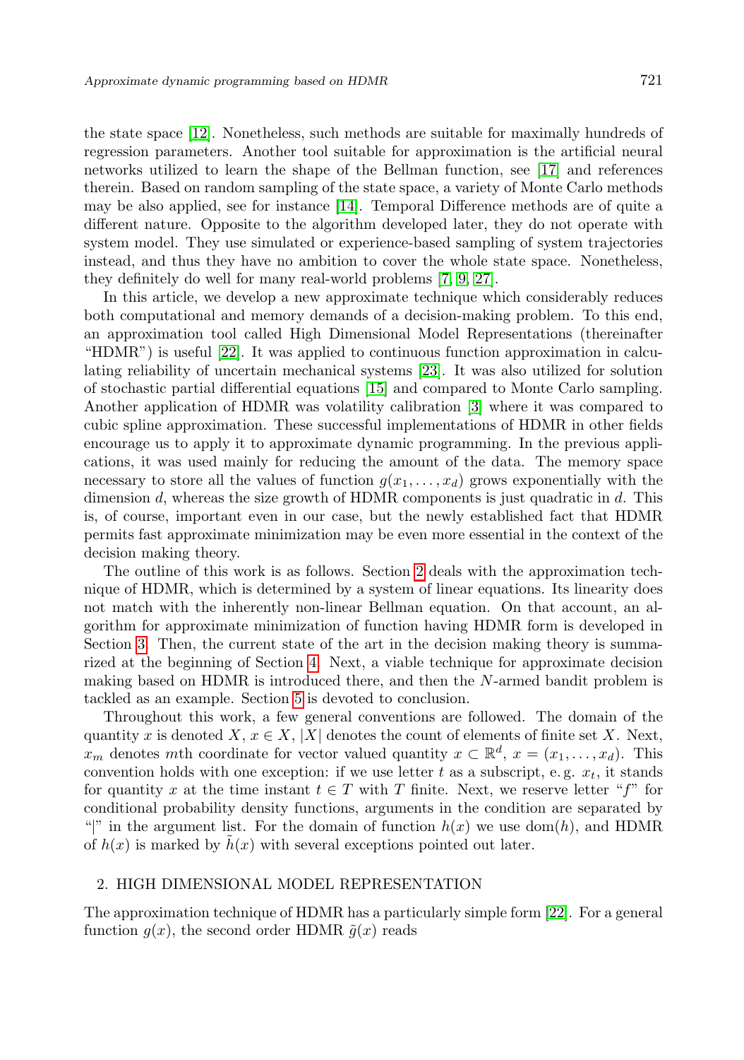the state space [12]. Nonetheless, such methods are suitable for maximally hundreds of regression parameters. Another tool suitable for approximation is the artificial neural networks utilized to learn the shape of the Bellman function, see [17] and references therein. Based on random sampling of the state space, a variety of Monte Carlo methods may be also applied, see for instance [14]. Temporal Difference methods are of quite a different nature. Opposite to the algorithm developed later, they do not operate with system model. They use simulated or experience-based sampling of system trajectories instead, and thus they have no ambition to cover the whole state space. Nonetheless, they definitely do well for many real-world problems [7, 9, 27].

In this article, we develop a new approximate technique which considerably reduces both computational and memory demands of a decision-making problem. To this end, an approximation tool called High Dimensional Model Representations (thereinafter "HDMR") is useful [22]. It was applied to continuous function approximation in calculating reliability of uncertain mechanical systems [23]. It was also utilized for solution of stochastic partial differential equations [15] and compared to Monte Carlo sampling. Another application of HDMR was volatility calibration [3] where it was compared to cubic spline approximation. These successful implementations of HDMR in other fields encourage us to apply it to approximate dynamic programming. In the previous applications, it was used mainly for reducing the amount of the data. The memory space necessary to store all the values of function $g(x_1, \ldots, x_d)$ grows exponentially with the dimension $d$, whereas the size growth of HDMR components is just quadratic in $d$. This is, of course, important even in our case, but the newly established fact that HDMR permits fast approximate minimization may be even more essential in the context of the decision making theory.

The outline of this work is as follows. Section 2 deals with the approximation technique of HDMR, which is determined by a system of linear equations. Its linearity does not match with the inherently non-linear Bellman equation. On that account, an algorithm for approximate minimization of function having HDMR form is developed in Section 3. Then, the current state of the art in the decision making theory is summarized at the beginning of Section 4. Next, a viable technique for approximate decision making based on HDMR is introduced there, and then the $N$-armed bandit problem is tackled as an example. Section 5 is devoted to conclusion.

Throughout this work, a few general conventions are followed. The domain of the quantity $x$ is denoted $X$, $x \in X$, $|X|$ denotes the count of elements of finite set $X$. Next, $x_m$ denotes $m$th coordinate for vector valued quantity $x \subset \mathbb{R}^d$, $x = (x_1, \ldots, x_d)$. This convention holds with one exception: if we use letter $t$ as a subscript, e. g. $x_t$, it stands for quantity $x$ at the time instant $t \in T$ with $T$ finite. Next, we reserve letter "$f$" for conditional probability density functions, arguments in the condition are separated by "|" in the argument list. For the domain of function $h(x)$ we use $\mathrm{dom}(h)$, and HDMR of $h(x)$ is marked by $\tilde{h}(x)$ with several exceptions pointed out later.

## 2. HIGH DIMENSIONAL MODEL REPRESENTATION

The approximation technique of HDMR has a particularly simple form [22]. For a general function $g(x)$, the second order HDMR $\tilde{g}(x)$ reads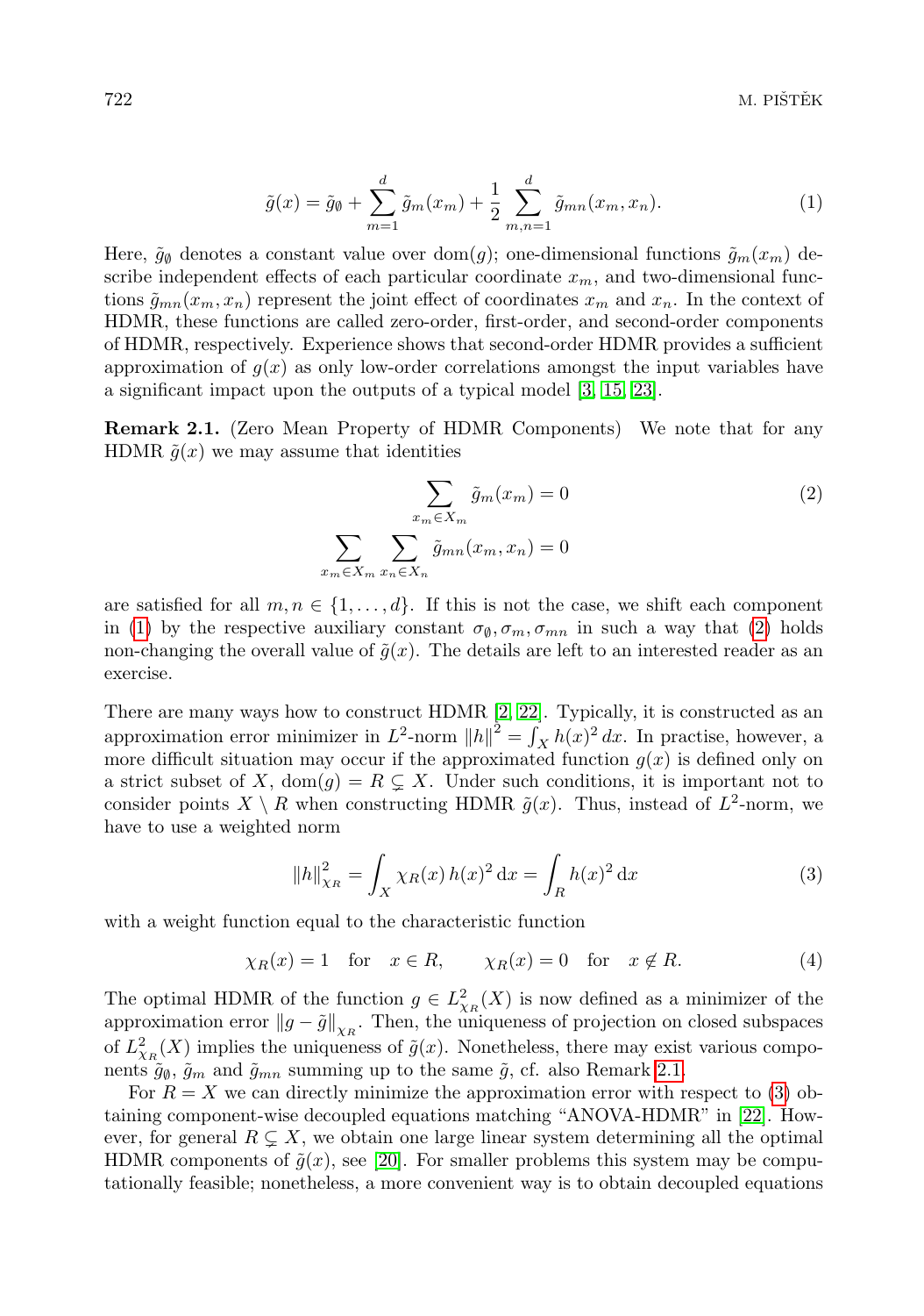$$\tilde{g}(x) = \tilde{g}_\emptyset + \sum_{m=1}^{d} \tilde{g}_m(x_m) + \frac{1}{2} \sum_{m,n=1}^{d} \tilde{g}_{mn}(x_m, x_n). \tag{1}$$

Here, $\tilde{g}_\emptyset$ denotes a constant value over $\mathrm{dom}(g)$; one-dimensional functions $\tilde{g}_m(x_m)$ describe independent effects of each particular coordinate $x_m$, and two-dimensional functions $\tilde{g}_{mn}(x_m, x_n)$ represent the joint effect of coordinates $x_m$ and $x_n$. In the context of HDMR, these functions are called zero-order, first-order, and second-order components of HDMR, respectively. Experience shows that second-order HDMR provides a sufficient approximation of $g(x)$ as only low-order correlations amongst the input variables have a significant impact upon the outputs of a typical model [3, 15, 23].

**Remark 2.1.** (Zero Mean Property of HDMR Components) We note that for any HDMR $\tilde{g}(x)$ we may assume that identities

$$\sum_{x_m \in X_m} \tilde{g}_m(x_m) = 0 \tag{2}$$
$$\sum_{x_m \in X_m} \sum_{x_n \in X_n} \tilde{g}_{mn}(x_m, x_n) = 0$$

are satisfied for all $m, n \in \{1, \ldots, d\}$. If this is not the case, we shift each component in (1) by the respective auxiliary constant $\sigma_\emptyset, \sigma_m, \sigma_{mn}$ in such a way that (2) holds non-changing the overall value of $\tilde{g}(x)$. The details are left to an interested reader as an exercise.

There are many ways how to construct HDMR [2, 22]. Typically, it is constructed as an approximation error minimizer in $L^2$-norm $\|h\|^2 = \int_X h(x)^2\, dx$. In practise, however, a more difficult situation may occur if the approximated function $g(x)$ is defined only on a strict subset of $X$, $\mathrm{dom}(g) = R \subsetneq X$. Under such conditions, it is important not to consider points $X \setminus R$ when constructing HDMR $\tilde{g}(x)$. Thus, instead of $L^2$-norm, we have to use a weighted norm

$$\|h\|_{\chi_R}^2 = \int_X \chi_R(x)\, h(x)^2\, \mathrm{d}x = \int_R h(x)^2\, \mathrm{d}x \tag{3}$$

with a weight function equal to the characteristic function

$$\chi_R(x) = 1 \quad \text{for} \quad x \in R, \qquad \chi_R(x) = 0 \quad \text{for} \quad x \notin R. \tag{4}$$

The optimal HDMR of the function $g \in L^2_{\chi_R}(X)$ is now defined as a minimizer of the approximation error $\|g - \tilde{g}\|_{\chi_R}$. Then, the uniqueness of projection on closed subspaces of $L^2_{\chi_R}(X)$ implies the uniqueness of $\tilde{g}(x)$. Nonetheless, there may exist various components $\tilde{g}_\emptyset$, $\tilde{g}_m$ and $\tilde{g}_{mn}$ summing up to the same $\tilde{g}$, cf. also Remark 2.1.

For $R = X$ we can directly minimize the approximation error with respect to (3) obtaining component-wise decoupled equations matching "ANOVA-HDMR" in [22]. However, for general $R \subsetneq X$, we obtain one large linear system determining all the optimal HDMR components of $\tilde{g}(x)$, see [20]. For smaller problems this system may be computationally feasible; nonetheless, a more convenient way is to obtain decoupled equations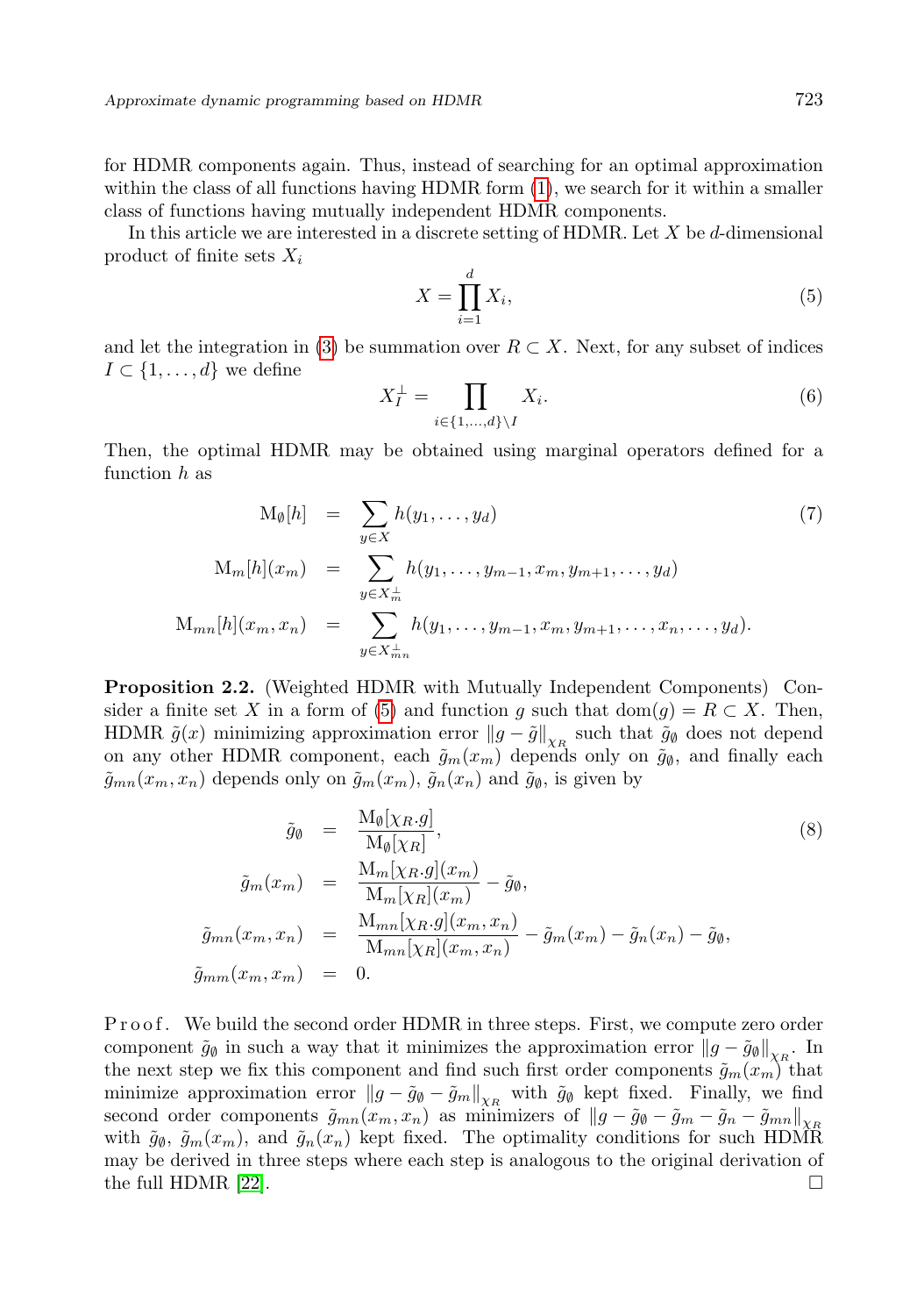for HDMR components again. Thus, instead of searching for an optimal approximation within the class of all functions having HDMR form (1), we search for it within a smaller class of functions having mutually independent HDMR components.

In this article we are interested in a discrete setting of HDMR. Let $X$ be $d$-dimensional product of finite sets $X_i$

$$X = \prod_{i=1}^{d} X_i, \tag{5}$$

and let the integration in (3) be summation over $R \subset X$. Next, for any subset of indices $I \subset \{1, \ldots, d\}$ we define

$$X_I^{\perp} = \prod_{i \in \{1,\ldots,d\} \setminus I} X_i. \tag{6}$$

Then, the optimal HDMR may be obtained using marginal operators defined for a function $h$ as

$$\begin{aligned}
\mathrm{M}_{\emptyset}[h] &= \sum_{y \in X} h(y_1, \ldots, y_d) \\
\mathrm{M}_m[h](x_m) &= \sum_{y \in X_m^{\perp}} h(y_1, \ldots, y_{m-1}, x_m, y_{m+1}, \ldots, y_d) \\
\mathrm{M}_{mn}[h](x_m, x_n) &= \sum_{y \in X_{mn}^{\perp}} h(y_1, \ldots, y_{m-1}, x_m, y_{m+1}, \ldots, x_n, \ldots, y_d).
\end{aligned} \tag{7}$$

**Proposition 2.2.** (Weighted HDMR with Mutually Independent Components) Consider a finite set $X$ in a form of (5) and function $g$ such that $\mathrm{dom}(g) = R \subset X$. Then, HDMR $\tilde{g}(x)$ minimizing approximation error $\|g - \tilde{g}\|_{\chi_R}$ such that $\tilde{g}_{\emptyset}$ does not depend on any other HDMR component, each $\tilde{g}_m(x_m)$ depends only on $\tilde{g}_{\emptyset}$, and finally each $\tilde{g}_{mn}(x_m, x_n)$ depends only on $\tilde{g}_m(x_m)$, $\tilde{g}_n(x_n)$ and $\tilde{g}_{\emptyset}$, is given by

$$\begin{aligned}
\tilde{g}_{\emptyset} &= \frac{\mathrm{M}_{\emptyset}[\chi_R . g]}{\mathrm{M}_{\emptyset}[\chi_R]}, \\
\tilde{g}_m(x_m) &= \frac{\mathrm{M}_m[\chi_R . g](x_m)}{\mathrm{M}_m[\chi_R](x_m)} - \tilde{g}_{\emptyset}, \\
\tilde{g}_{mn}(x_m, x_n) &= \frac{\mathrm{M}_{mn}[\chi_R . g](x_m, x_n)}{\mathrm{M}_{mn}[\chi_R](x_m, x_n)} - \tilde{g}_m(x_m) - \tilde{g}_n(x_n) - \tilde{g}_{\emptyset}, \\
\tilde{g}_{mm}(x_m, x_m) &= 0.
\end{aligned} \tag{8}$$

*Proof.* We build the second order HDMR in three steps. First, we compute zero order component $\tilde{g}_{\emptyset}$ in such a way that it minimizes the approximation error $\|g - \tilde{g}_{\emptyset}\|_{\chi_R}$. In the next step we fix this component and find such first order components $\tilde{g}_m(x_m)$ that minimize approximation error $\|g - \tilde{g}_{\emptyset} - \tilde{g}_m\|_{\chi_R}$ with $\tilde{g}_{\emptyset}$ kept fixed. Finally, we find second order components $\tilde{g}_{mn}(x_m, x_n)$ as minimizers of $\|g - \tilde{g}_{\emptyset} - \tilde{g}_m - \tilde{g}_n - \tilde{g}_{mn}\|_{\chi_R}$ with $\tilde{g}_{\emptyset}$, $\tilde{g}_m(x_m)$, and $\tilde{g}_n(x_n)$ kept fixed. The optimality conditions for such HDMR may be derived in three steps where each step is analogous to the original derivation of the full HDMR [22]. □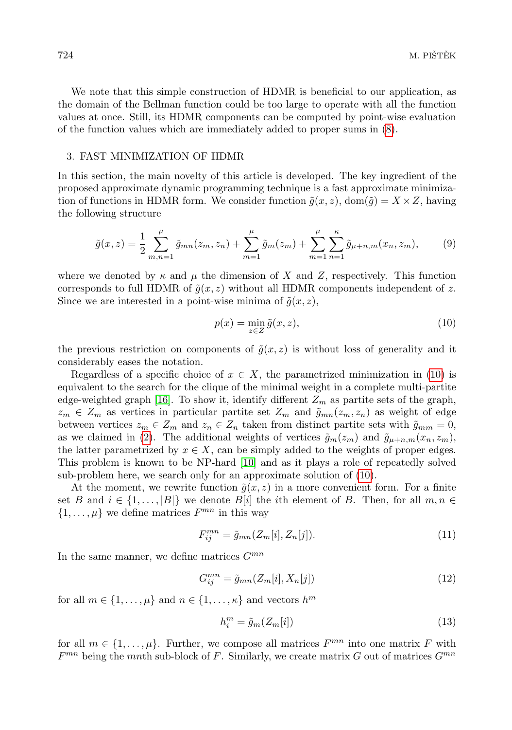We note that this simple construction of HDMR is beneficial to our application, as the domain of the Bellman function could be too large to operate with all the function values at once. Still, its HDMR components can be computed by point-wise evaluation of the function values which are immediately added to proper sums in (8).

## 3. FAST MINIMIZATION OF HDMR

In this section, the main novelty of this article is developed. The key ingredient of the proposed approximate dynamic programming technique is a fast approximate minimization of functions in HDMR form. We consider function $\tilde{g}(x, z)$, $\mathrm{dom}(\tilde{g}) = X \times Z$, having the following structure

$$\tilde{g}(x, z) = \frac{1}{2} \sum_{m,n=1}^{\mu} \tilde{g}_{mn}(z_m, z_n) + \sum_{m=1}^{\mu} \tilde{g}_m(z_m) + \sum_{m=1}^{\mu} \sum_{n=1}^{\kappa} \tilde{g}_{\mu+n,m}(x_n, z_m), \tag{9}$$

where we denoted by $\kappa$ and $\mu$ the dimension of $X$ and $Z$, respectively. This function corresponds to full HDMR of $\tilde{g}(x, z)$ without all HDMR components independent of $z$. Since we are interested in a point-wise minima of $\tilde{g}(x, z)$,

$$p(x) = \min_{z \in Z} \tilde{g}(x, z), \tag{10}$$

the previous restriction on components of $\tilde{g}(x, z)$ is without loss of generality and it considerably eases the notation.

Regardless of a specific choice of $x \in X$, the parametrized minimization in (10) is equivalent to the search for the clique of the minimal weight in a complete multi-partite edge-weighted graph [16]. To show it, identify different $Z_m$ as partite sets of the graph, $z_m \in Z_m$ as vertices in particular partite set $Z_m$ and $\tilde{g}_{mn}(z_m, z_n)$ as weight of edge between vertices $z_m \in Z_m$ and $z_n \in Z_n$ taken from distinct partite sets with $\tilde{g}_{mm} = 0$, as we claimed in (2). The additional weights of vertices $\tilde{g}_m(z_m)$ and $\tilde{g}_{\mu+n,m}(x_n, z_m)$, the latter parametrized by $x \in X$, can be simply added to the weights of proper edges. This problem is known to be NP-hard [10] and as it plays a role of repeatedly solved sub-problem here, we search only for an approximate solution of (10).

At the moment, we rewrite function $\tilde{g}(x, z)$ in a more convenient form. For a finite set $B$ and $i \in \{1, \dots, |B|\}$ we denote $B[i]$ the $i$th element of $B$. Then, for all $m, n \in \{1, \dots, \mu\}$ we define matrices $F^{mn}$ in this way

$$F^{mn}_{ij} = \tilde{g}_{mn}(Z_m[i], Z_n[j]). \tag{11}$$

In the same manner, we define matrices $G^{mn}$

$$G^{mn}_{ij} = \tilde{g}_{mn}(Z_m[i], X_n[j]) \tag{12}$$

for all $m \in \{1, \dots, \mu\}$ and $n \in \{1, \dots, \kappa\}$ and vectors $h^m$

$$h^m_i = \tilde{g}_m(Z_m[i]) \tag{13}$$

for all $m \in \{1, \dots, \mu\}$. Further, we compose all matrices $F^{mn}$ into one matrix $F$ with $F^{mn}$ being the $mn$th sub-block of $F$. Similarly, we create matrix $G$ out of matrices $G^{mn}$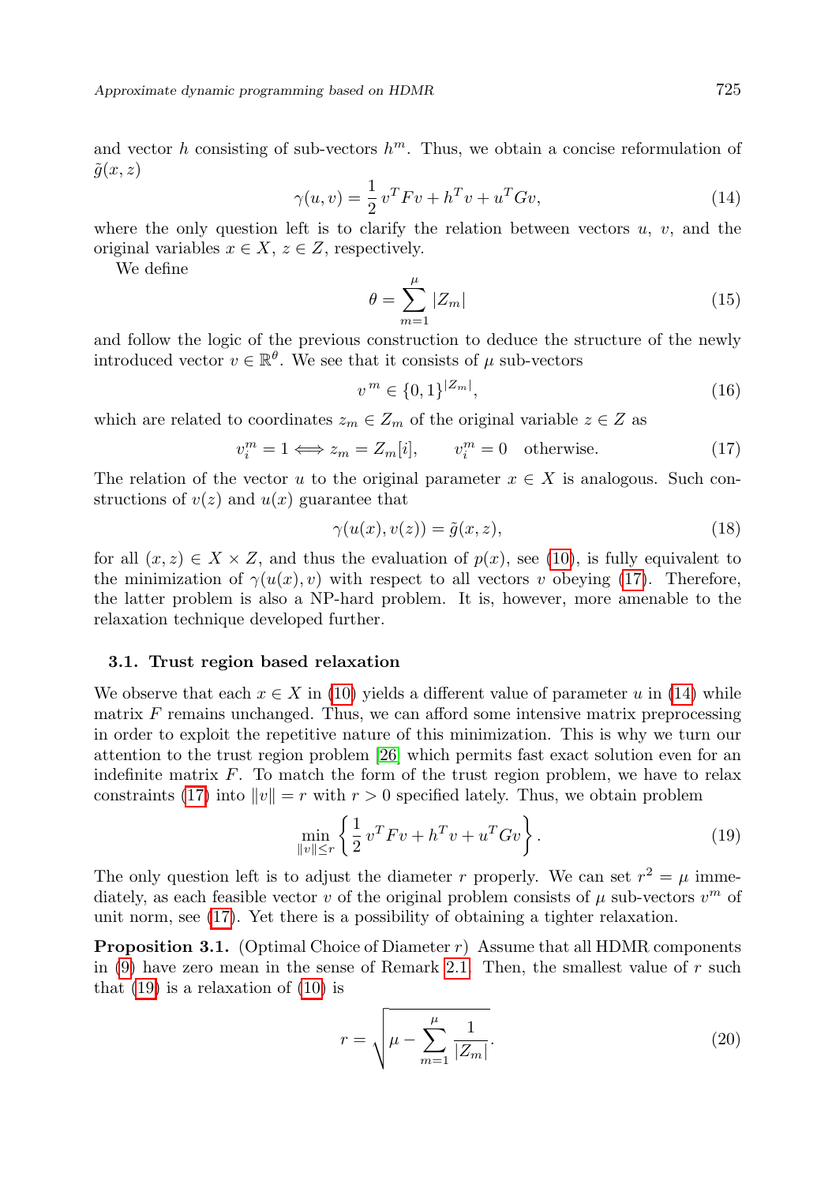and vector $h$ consisting of sub-vectors $h^m$. Thus, we obtain a concise reformulation of $\tilde{g}(x, z)$

$$\gamma(u, v) = \frac{1}{2}\, v^T F v + h^T v + u^T G v, \tag{14}$$

where the only question left is to clarify the relation between vectors $u$, $v$, and the original variables $x \in X$, $z \in Z$, respectively.

We define

$$\theta = \sum_{m=1}^{\mu} |Z_m| \tag{15}$$

and follow the logic of the previous construction to deduce the structure of the newly introduced vector $v \in \mathbb{R}^\theta$. We see that it consists of $\mu$ sub-vectors

$$v^{\,m} \in \{0, 1\}^{|Z_m|}, \tag{16}$$

which are related to coordinates $z_m \in Z_m$ of the original variable $z \in Z$ as

$$v_i^m = 1 \Longleftrightarrow z_m = Z_m[i], \qquad v_i^m = 0 \quad \text{otherwise.} \tag{17}$$

The relation of the vector $u$ to the original parameter $x \in X$ is analogous. Such constructions of $v(z)$ and $u(x)$ guarantee that

$$\gamma(u(x), v(z)) = \tilde{g}(x, z), \tag{18}$$

for all $(x, z) \in X \times Z$, and thus the evaluation of $p(x)$, see (10), is fully equivalent to the minimization of $\gamma(u(x), v)$ with respect to all vectors $v$ obeying (17). Therefore, the latter problem is also a NP-hard problem. It is, however, more amenable to the relaxation technique developed further.

### 3.1. Trust region based relaxation

We observe that each $x \in X$ in (10) yields a different value of parameter $u$ in (14) while matrix $F$ remains unchanged. Thus, we can afford some intensive matrix preprocessing in order to exploit the repetitive nature of this minimization. This is why we turn our attention to the trust region problem [26] which permits fast exact solution even for an indefinite matrix $F$. To match the form of the trust region problem, we have to relax constraints (17) into $\|v\| = r$ with $r > 0$ specified lately. Thus, we obtain problem

$$\min_{\|v\| \le r} \left\{ \frac{1}{2}\, v^T F v + h^T v + u^T G v \right\}. \tag{19}$$

The only question left is to adjust the diameter $r$ properly. We can set $r^2 = \mu$ immediately, as each feasible vector $v$ of the original problem consists of $\mu$ sub-vectors $v^m$ of unit norm, see (17). Yet there is a possibility of obtaining a tighter relaxation.

**Proposition 3.1.** (Optimal Choice of Diameter $r$) Assume that all HDMR components in (9) have zero mean in the sense of Remark 2.1. Then, the smallest value of $r$ such that (19) is a relaxation of (10) is

$$r = \sqrt{\mu - \sum_{m=1}^{\mu} \frac{1}{|Z_m|}}. \tag{20}$$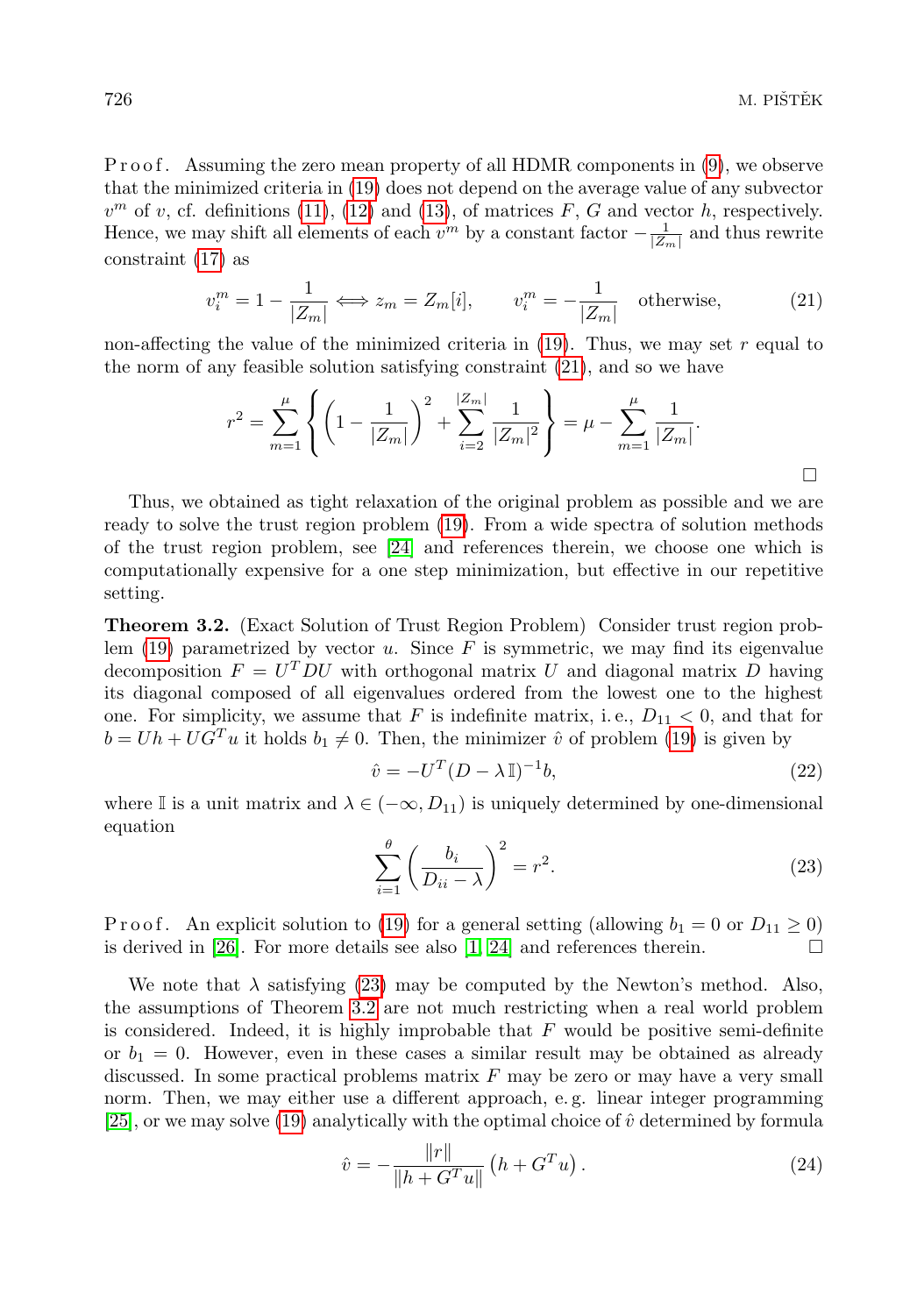P r o o f. Assuming the zero mean property of all HDMR components in (9), we observe that the minimized criteria in (19) does not depend on the average value of any subvector $v^m$ of $v$, cf. definitions (11), (12) and (13), of matrices $F$, $G$ and vector $h$, respectively. Hence, we may shift all elements of each $v^m$ by a constant factor $-\frac{1}{|Z_m|}$ and thus rewrite constraint (17) as

$$v_i^m = 1 - \frac{1}{|Z_m|} \iff z_m = Z_m[i], \qquad v_i^m = -\frac{1}{|Z_m|} \quad \text{otherwise}, \tag{21}$$

non-affecting the value of the minimized criteria in (19). Thus, we may set $r$ equal to the norm of any feasible solution satisfying constraint (21), and so we have

$$r^2 = \sum_{m=1}^{\mu} \left\{ \left(1 - \frac{1}{|Z_m|}\right)^2 + \sum_{i=2}^{|Z_m|} \frac{1}{|Z_m|^2} \right\} = \mu - \sum_{m=1}^{\mu} \frac{1}{|Z_m|}.$$

□

Thus, we obtained as tight relaxation of the original problem as possible and we are ready to solve the trust region problem (19). From a wide spectra of solution methods of the trust region problem, see [24] and references therein, we choose one which is computationally expensive for a one step minimization, but effective in our repetitive setting.

**Theorem 3.2.** (Exact Solution of Trust Region Problem) Consider trust region problem (19) parametrized by vector $u$. Since $F$ is symmetric, we may find its eigenvalue decomposition $F = U^T D U$ with orthogonal matrix $U$ and diagonal matrix $D$ having its diagonal composed of all eigenvalues ordered from the lowest one to the highest one. For simplicity, we assume that $F$ is indefinite matrix, i. e., $D_{11} < 0$, and that for $b = Uh + UG^T u$ it holds $b_1 \neq 0$. Then, the minimizer $\hat{v}$ of problem (19) is given by

$$\hat{v} = -U^T (D - \lambda \mathbb{I})^{-1} b, \tag{22}$$

where $\mathbb{I}$ is a unit matrix and $\lambda \in (-\infty, D_{11})$ is uniquely determined by one-dimensional equation

$$\sum_{i=1}^{\theta} \left( \frac{b_i}{D_{ii} - \lambda} \right)^2 = r^2. \tag{23}$$

P r o o f. An explicit solution to (19) for a general setting (allowing $b_1 = 0$ or $D_{11} \geq 0$) is derived in [26]. For more details see also [1, 24] and references therein. □

We note that $\lambda$ satisfying (23) may be computed by the Newton's method. Also, the assumptions of Theorem 3.2 are not much restricting when a real world problem is considered. Indeed, it is highly improbable that $F$ would be positive semi-definite or $b_1 = 0$. However, even in these cases a similar result may be obtained as already discussed. In some practical problems matrix $F$ may be zero or may have a very small norm. Then, we may either use a different approach, e. g. linear integer programming [25], or we may solve (19) analytically with the optimal choice of $\hat{v}$ determined by formula

$$\hat{v} = -\frac{\|r\|}{\|h + G^T u\|} \left( h + G^T u \right). \tag{24}$$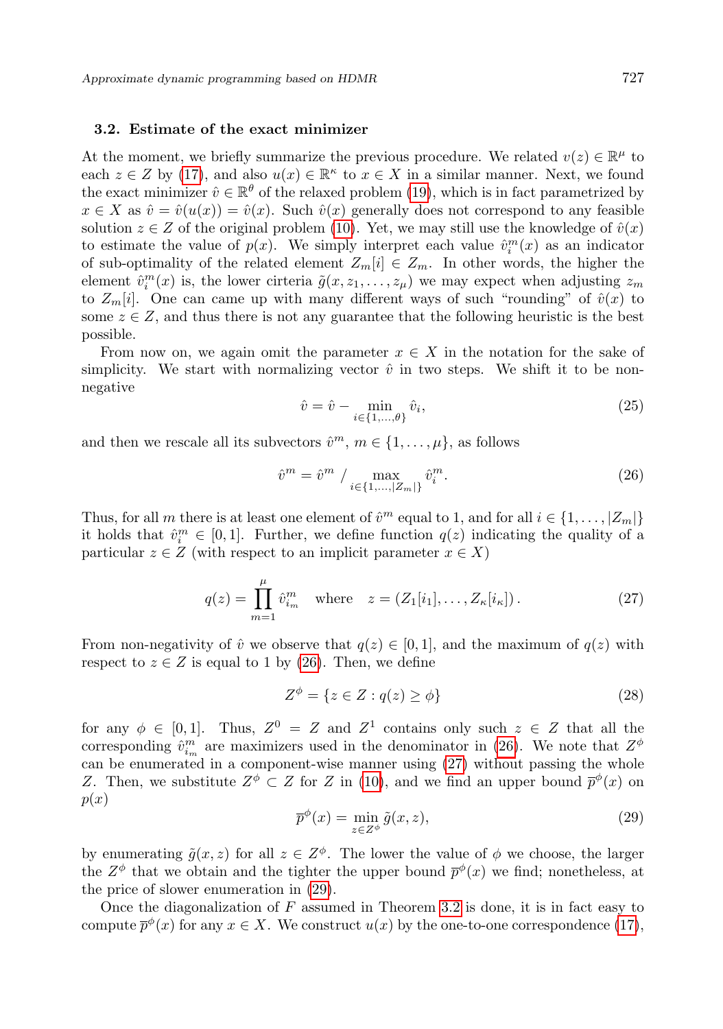### 3.2. Estimate of the exact minimizer

At the moment, we briefly summarize the previous procedure. We related $v(z) \in \mathbb{R}^\mu$ to each $z \in Z$ by (17), and also $u(x) \in \mathbb{R}^\kappa$ to $x \in X$ in a similar manner. Next, we found the exact minimizer $\hat{v} \in \mathbb{R}^\theta$ of the relaxed problem (19), which is in fact parametrized by $x \in X$ as $\hat{v} = \hat{v}(u(x)) = \hat{v}(x)$. Such $\hat{v}(x)$ generally does not correspond to any feasible solution $z \in Z$ of the original problem (10). Yet, we may still use the knowledge of $\hat{v}(x)$ to estimate the value of $p(x)$. We simply interpret each value $\hat{v}_i^m(x)$ as an indicator of sub-optimality of the related element $Z_m[i] \in Z_m$. In other words, the higher the element $\hat{v}_i^m(x)$ is, the lower criteria $\tilde{g}(x, z_1, \ldots, z_\mu)$ we may expect when adjusting $z_m$ to $Z_m[i]$. One can came up with many different ways of such "rounding" of $\hat{v}(x)$ to some $z \in Z$, and thus there is not any guarantee that the following heuristic is the best possible.

From now on, we again omit the parameter $x \in X$ in the notation for the sake of simplicity. We start with normalizing vector $\hat{v}$ in two steps. We shift it to be non-negative

$$\hat{v} = \hat{v} - \min_{i \in \{1,\ldots,\theta\}} \hat{v}_i, \tag{25}$$

and then we rescale all its subvectors $\hat{v}^m$, $m \in \{1, \ldots, \mu\}$, as follows

$$\hat{v}^m = \hat{v}^m \;/ \max_{i \in \{1,\ldots,|Z_m|\}} \hat{v}_i^m. \tag{26}$$

Thus, for all $m$ there is at least one element of $\hat{v}^m$ equal to 1, and for all $i \in \{1, \ldots, |Z_m|\}$ it holds that $\hat{v}_i^m \in [0, 1]$. Further, we define function $q(z)$ indicating the quality of a particular $z \in Z$ (with respect to an implicit parameter $x \in X$)

$$q(z) = \prod_{m=1}^{\mu} \hat{v}_{i_m}^m \quad \text{where} \quad z = (Z_1[i_1], \ldots, Z_\kappa[i_\kappa]). \tag{27}$$

From non-negativity of $\hat{v}$ we observe that $q(z) \in [0, 1]$, and the maximum of $q(z)$ with respect to $z \in Z$ is equal to 1 by (26). Then, we define

$$Z^\phi = \{z \in Z : q(z) \geq \phi\} \tag{28}$$

for any $\phi \in [0, 1]$. Thus, $Z^0 = Z$ and $Z^1$ contains only such $z \in Z$ that all the corresponding $\hat{v}_{i_m}^m$ are maximizers used in the denominator in (26). We note that $Z^\phi$ can be enumerated in a component-wise manner using (27) without passing the whole $Z$. Then, we substitute $Z^\phi \subset Z$ for $Z$ in (10), and we find an upper bound $\overline{p}^\phi(x)$ on $p(x)$

$$\overline{p}^\phi(x) = \min_{z \in Z^\phi} \tilde{g}(x, z), \tag{29}$$

by enumerating $\tilde{g}(x, z)$ for all $z \in Z^\phi$. The lower the value of $\phi$ we choose, the larger the $Z^\phi$ that we obtain and the tighter the upper bound $\overline{p}^\phi(x)$ we find; nonetheless, at the price of slower enumeration in (29).

Once the diagonalization of $F$ assumed in Theorem 3.2 is done, it is in fact easy to compute $\overline{p}^\phi(x)$ for any $x \in X$. We construct $u(x)$ by the one-to-one correspondence (17),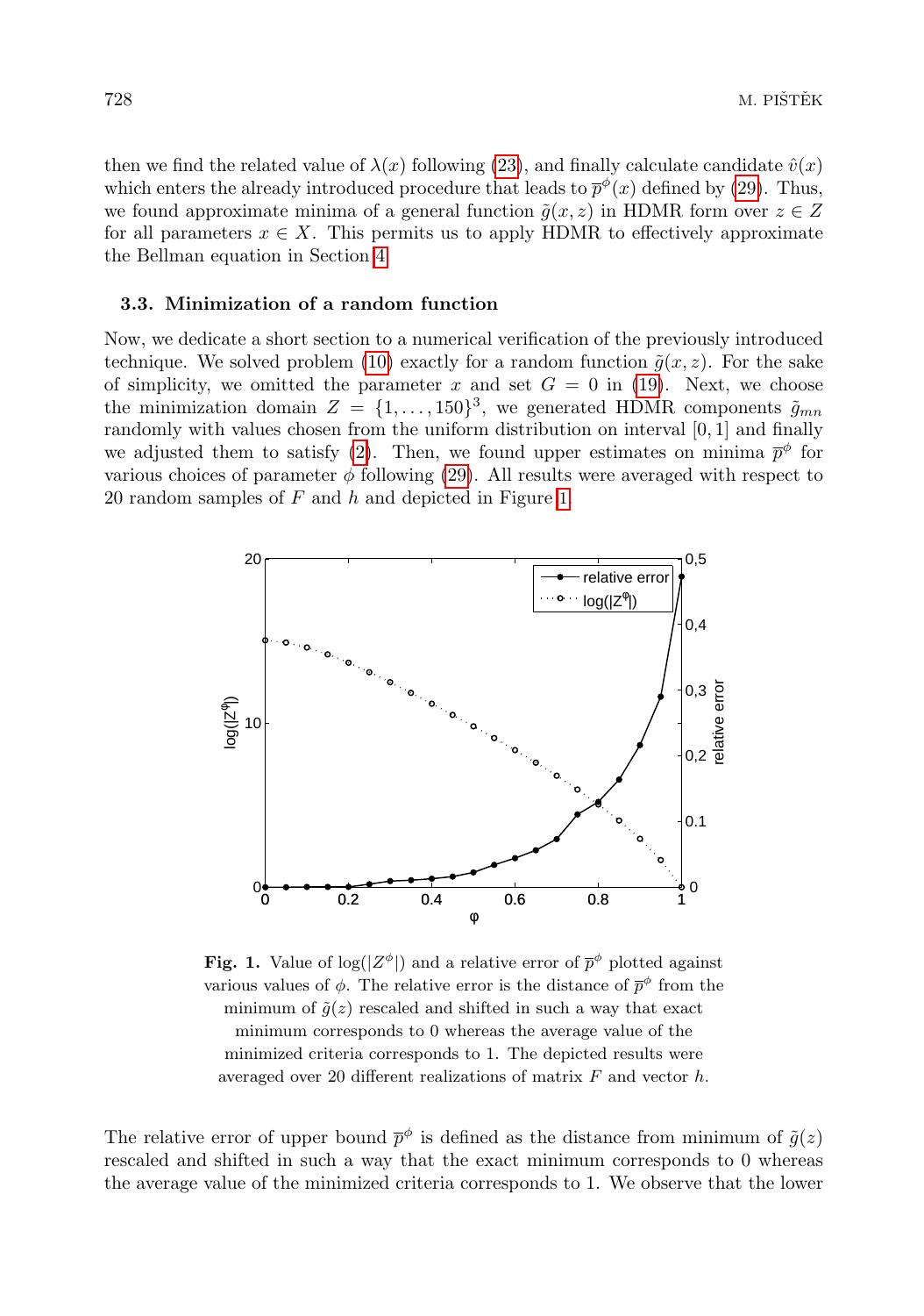then we find the related value of $\lambda(x)$ following (23), and finally calculate candidate $\hat{v}(x)$ which enters the already introduced procedure that leads to $\overline{p}^{\phi}(x)$ defined by (29). Thus, we found approximate minima of a general function $\tilde{g}(x, z)$ in HDMR form over $z \in Z$ for all parameters $x \in X$. This permits us to apply HDMR to effectively approximate the Bellman equation in Section 4.

### 3.3. Minimization of a random function

Now, we dedicate a short section to a numerical verification of the previously introduced technique. We solved problem (10) exactly for a random function $\tilde{g}(x, z)$. For the sake of simplicity, we omitted the parameter $x$ and set $G = 0$ in (19). Next, we choose the minimization domain $Z = \{1, \ldots, 150\}^3$, we generated HDMR components $\tilde{g}_{mn}$ randomly with values chosen from the uniform distribution on interval $[0, 1]$ and finally we adjusted them to satisfy (2). Then, we found upper estimates on minima $\overline{p}^{\phi}$ for various choices of parameter $\phi$ following (29). All results were averaged with respect to 20 random samples of $F$ and $h$ and depicted in Figure 1.

**Fig. 1.** Value of $\log(|Z^{\phi}|)$ and a relative error of $\overline{p}^{\phi}$ plotted against various values of $\phi$. The relative error is the distance of $\overline{p}^{\phi}$ from the minimum of $\tilde{g}(z)$ rescaled and shifted in such a way that exact minimum corresponds to 0 whereas the average value of the minimized criteria corresponds to 1. The depicted results were averaged over 20 different realizations of matrix $F$ and vector $h$.

The relative error of upper bound $\overline{p}^{\phi}$ is defined as the distance from minimum of $\tilde{g}(z)$ rescaled and shifted in such a way that the exact minimum corresponds to 0 whereas the average value of the minimized criteria corresponds to 1. We observe that the lower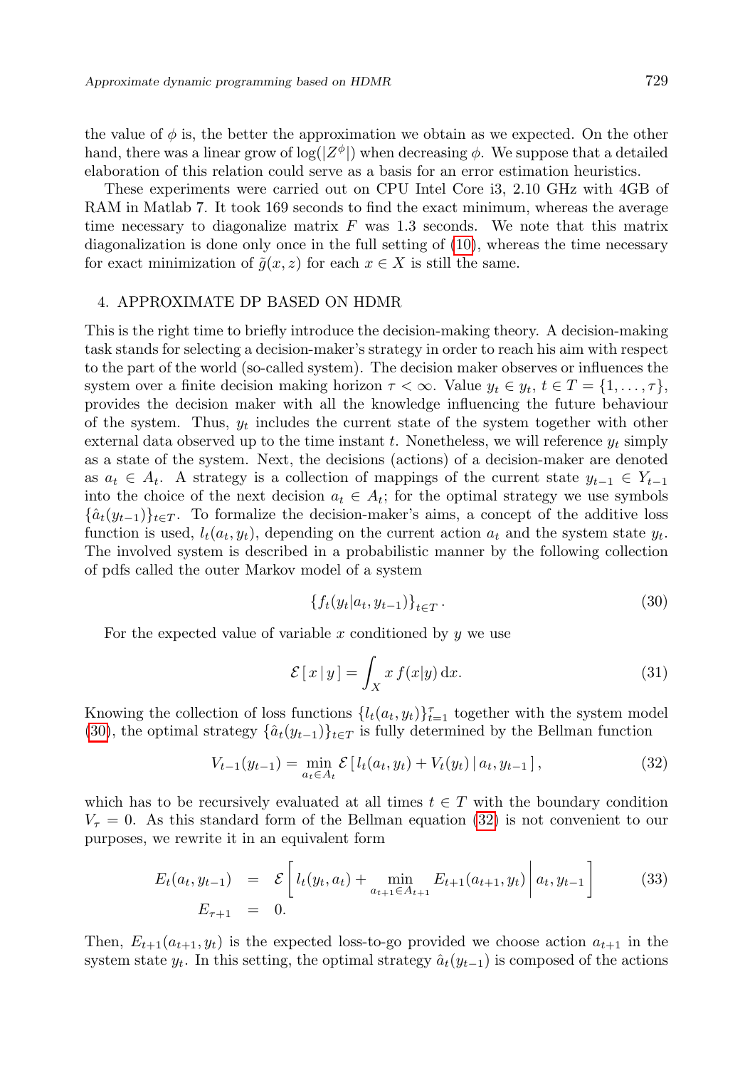the value of $\phi$ is, the better the approximation we obtain as we expected. On the other hand, there was a linear grow of $\log(|Z^\phi|)$ when decreasing $\phi$. We suppose that a detailed elaboration of this relation could serve as a basis for an error estimation heuristics.

These experiments were carried out on CPU Intel Core i3, 2.10 GHz with 4GB of RAM in Matlab 7. It took 169 seconds to find the exact minimum, whereas the average time necessary to diagonalize matrix $F$ was 1.3 seconds. We note that this matrix diagonalization is done only once in the full setting of (10), whereas the time necessary for exact minimization of $\tilde{g}(x, z)$ for each $x \in X$ is still the same.

## 4. APPROXIMATE DP BASED ON HDMR

This is the right time to briefly introduce the decision-making theory. A decision-making task stands for selecting a decision-maker's strategy in order to reach his aim with respect to the part of the world (so-called system). The decision maker observes or influences the system over a finite decision making horizon $\tau < \infty$. Value $y_t \in y_t$, $t \in T = \{1, \ldots, \tau\}$, provides the decision maker with all the knowledge influencing the future behaviour of the system. Thus, $y_t$ includes the current state of the system together with other external data observed up to the time instant $t$. Nonetheless, we will reference $y_t$ simply as a state of the system. Next, the decisions (actions) of a decision-maker are denoted as $a_t \in A_t$. A strategy is a collection of mappings of the current state $y_{t-1} \in Y_{t-1}$ into the choice of the next decision $a_t \in A_t$; for the optimal strategy we use symbols $\{\hat{a}_t(y_{t-1})\}_{t \in T}$. To formalize the decision-maker's aims, a concept of the additive loss function is used, $l_t(a_t, y_t)$, depending on the current action $a_t$ and the system state $y_t$. The involved system is described in a probabilistic manner by the following collection of pdfs called the outer Markov model of a system

$$\{f_t(y_t|a_t, y_{t-1})\}_{t \in T}. \tag{30}$$

For the expected value of variable $x$ conditioned by $y$ we use

$$\mathcal{E}\,[\, x \,|\, y \,] = \int_X x\, f(x|y)\, \mathrm{d}x. \tag{31}$$

Knowing the collection of loss functions $\{l_t(a_t, y_t)\}_{t=1}^{\tau}$ together with the system model (30), the optimal strategy $\{\hat{a}_t(y_{t-1})\}_{t \in T}$ is fully determined by the Bellman function

$$V_{t-1}(y_{t-1}) = \min_{a_t \in A_t} \mathcal{E}\,[\, l_t(a_t, y_t) + V_t(y_t) \,|\, a_t, y_{t-1} \,], \tag{32}$$

which has to be recursively evaluated at all times $t \in T$ with the boundary condition $V_\tau = 0$. As this standard form of the Bellman equation (32) is not convenient to our purposes, we rewrite it in an equivalent form

$$\begin{aligned} E_t(a_t, y_{t-1}) &= \mathcal{E}\left[\, l_t(y_t, a_t) + \min_{a_{t+1} \in A_{t+1}} E_{t+1}(a_{t+1}, y_t) \,\middle|\, a_t, y_{t-1} \right] \\ E_{\tau+1} &= 0. \end{aligned} \tag{33}$$

Then, $E_{t+1}(a_{t+1}, y_t)$ is the expected loss-to-go provided we choose action $a_{t+1}$ in the system state $y_t$. In this setting, the optimal strategy $\hat{a}_t(y_{t-1})$ is composed of the actions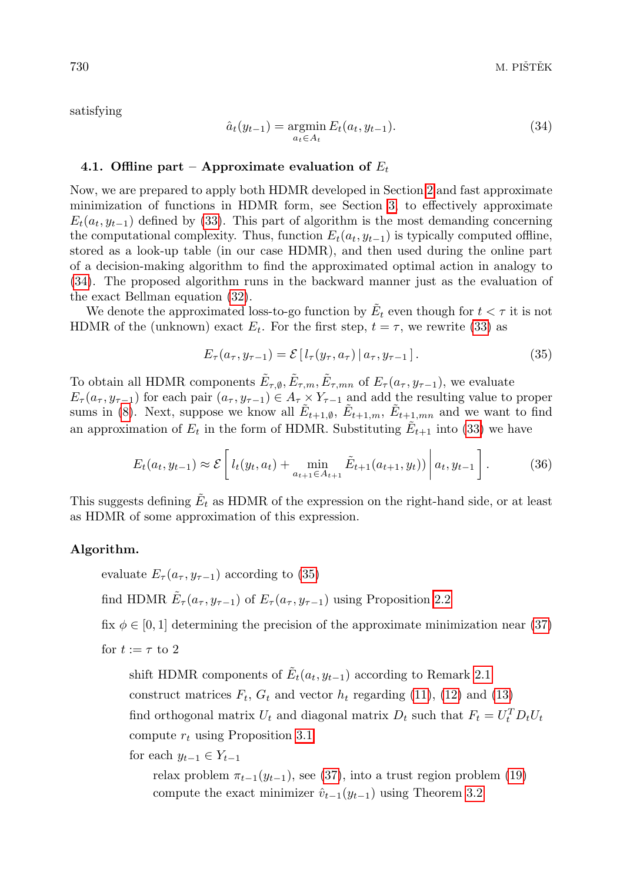satisfying

$$\hat{a}_t(y_{t-1}) = \operatorname*{argmin}_{a_t \in A_t} E_t(a_t, y_{t-1}). \tag{34}$$

### 4.1. Offline part – Approximate evaluation of $E_t$

Now, we are prepared to apply both HDMR developed in Section 2 and fast approximate minimization of functions in HDMR form, see Section 3, to effectively approximate $E_t(a_t, y_{t-1})$ defined by (33). This part of algorithm is the most demanding concerning the computational complexity. Thus, function $E_t(a_t, y_{t-1})$ is typically computed offline, stored as a look-up table (in our case HDMR), and then used during the online part of a decision-making algorithm to find the approximated optimal action in analogy to (34). The proposed algorithm runs in the backward manner just as the evaluation of the exact Bellman equation (32).

We denote the approximated loss-to-go function by $\tilde{E}_t$ even though for $t < \tau$ it is not HDMR of the (unknown) exact $E_t$. For the first step, $t = \tau$, we rewrite (33) as

$$E_\tau(a_\tau, y_{\tau-1}) = \mathcal{E}\left[\, l_\tau(y_\tau, a_\tau) \,|\, a_\tau, y_{\tau-1} \,\right]. \tag{35}$$

To obtain all HDMR components $\tilde{E}_{\tau,\emptyset}, \tilde{E}_{\tau,m}, \tilde{E}_{\tau,mn}$ of $E_\tau(a_\tau, y_{\tau-1})$, we evaluate $E_\tau(a_\tau, y_{\tau-1})$ for each pair $(a_\tau, y_{\tau-1}) \in A_\tau \times Y_{\tau-1}$ and add the resulting value to proper sums in (8). Next, suppose we know all $\tilde{E}_{t+1,\emptyset}$, $\tilde{E}_{t+1,m}$, $\tilde{E}_{t+1,mn}$ and we want to find an approximation of $E_t$ in the form of HDMR. Substituting $\tilde{E}_{t+1}$ into (33) we have

$$E_t(a_t, y_{t-1}) \approx \mathcal{E}\left[\, l_t(y_t, a_t) + \min_{a_{t+1} \in A_{t+1}} \tilde{E}_{t+1}(a_{t+1}, y_t)) \,\middle|\, a_t, y_{t-1} \right]. \tag{36}$$

This suggests defining $\tilde{E}_t$ as HDMR of the expression on the right-hand side, or at least as HDMR of some approximation of this expression.

**Algorithm.**

evaluate $E_\tau(a_\tau, y_{\tau-1})$ according to (35)

find HDMR $\tilde{E}_\tau(a_\tau, y_{\tau-1})$ of $E_\tau(a_\tau, y_{\tau-1})$ using Proposition 2.2

fix $\phi \in [0, 1]$ determining the precision of the approximate minimization near (37)

for $t := \tau$ to 2

 shift HDMR components of $\tilde{E}_t(a_t, y_{t-1})$ according to Remark 2.1

 construct matrices $F_t$, $G_t$ and vector $h_t$ regarding (11), (12) and (13)

 find orthogonal matrix $U_t$ and diagonal matrix $D_t$ such that $F_t = U_t^T D_t U_t$

 compute $r_t$ using Proposition 3.1

 for each $y_{t-1} \in Y_{t-1}$

  relax problem $\pi_{t-1}(y_{t-1})$, see (37), into a trust region problem (19)

  compute the exact minimizer $\hat{v}_{t-1}(y_{t-1})$ using Theorem 3.2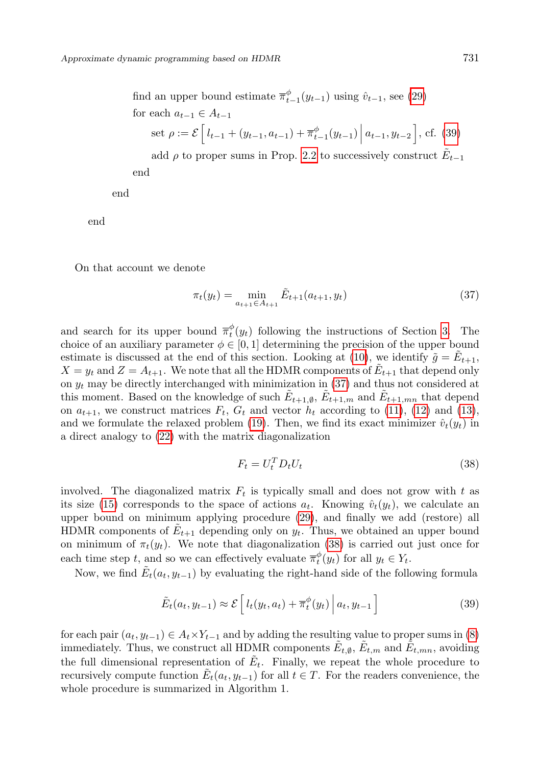```
            find an upper bound estimate π̄^φ_{t−1}(y_{t−1}) using v̂_{t−1}, see (29)
            for each a_{t−1} ∈ A_{t−1}
                set ρ := E[ l_{t−1} + (y_{t−1}, a_{t−1}) + π̄^φ_{t−1}(y_{t−1}) | a_{t−1}, y_{t−2} ], cf. (39)
                add ρ to proper sums in Prop. 2.2 to successively construct Ẽ_{t−1}
            end
        end
end
```

On that account we denote

$$\pi_t(y_t) = \min_{a_{t+1} \in A_{t+1}} \tilde{E}_{t+1}(a_{t+1}, y_t) \tag{37}$$

and search for its upper bound $\overline{\pi}_t^{\phi}(y_t)$ following the instructions of Section 3. The choice of an auxiliary parameter $\phi \in [0,1]$ determining the precision of the upper bound estimate is discussed at the end of this section. Looking at (10), we identify $\tilde{g} = \tilde{E}_{t+1}$, $X = y_t$ and $Z = A_{t+1}$. We note that all the HDMR components of $\tilde{E}_{t+1}$ that depend only on $y_t$ may be directly interchanged with minimization in (37) and thus not considered at this moment. Based on the knowledge of such $\tilde{E}_{t+1,\emptyset}$, $\tilde{E}_{t+1,m}$ and $\tilde{E}_{t+1,mn}$ that depend on $a_{t+1}$, we construct matrices $F_t$, $G_t$ and vector $h_t$ according to (11), (12) and (13), and we formulate the relaxed problem (19). Then, we find its exact minimizer $\hat{v}_t(y_t)$ in a direct analogy to (22) with the matrix diagonalization

$$F_t = U_t^T D_t U_t \tag{38}$$

involved. The diagonalized matrix $F_t$ is typically small and does not grow with $t$ as its size (15) corresponds to the space of actions $a_t$. Knowing $\hat{v}_t(y_t)$, we calculate an upper bound on minimum applying procedure (29), and finally we add (restore) all HDMR components of $\tilde{E}_{t+1}$ depending only on $y_t$. Thus, we obtained an upper bound on minimum of $\pi_t(y_t)$. We note that diagonalization (38) is carried out just once for each time step $t$, and so we can effectively evaluate $\overline{\pi}_t^{\phi}(y_t)$ for all $y_t \in Y_t$.

Now, we find $\tilde{E}_t(a_t, y_{t-1})$ by evaluating the right-hand side of the following formula

$$\tilde{E}_t(a_t, y_{t-1}) \approx \mathcal{E}\left[ \, l_t(y_t, a_t) + \overline{\pi}_t^{\phi}(y_t) \, \middle| \, a_t, y_{t-1} \right] \tag{39}$$

for each pair $(a_t, y_{t-1}) \in A_t \times Y_{t-1}$ and by adding the resulting value to proper sums in (8) immediately. Thus, we construct all HDMR components $\tilde{E}_{t,\emptyset}$, $\tilde{E}_{t,m}$ and $\tilde{E}_{t,mn}$, avoiding the full dimensional representation of $\tilde{E}_t$. Finally, we repeat the whole procedure to recursively compute function $\tilde{E}_t(a_t, y_{t-1})$ for all $t \in T$. For the readers convenience, the whole procedure is summarized in Algorithm 1.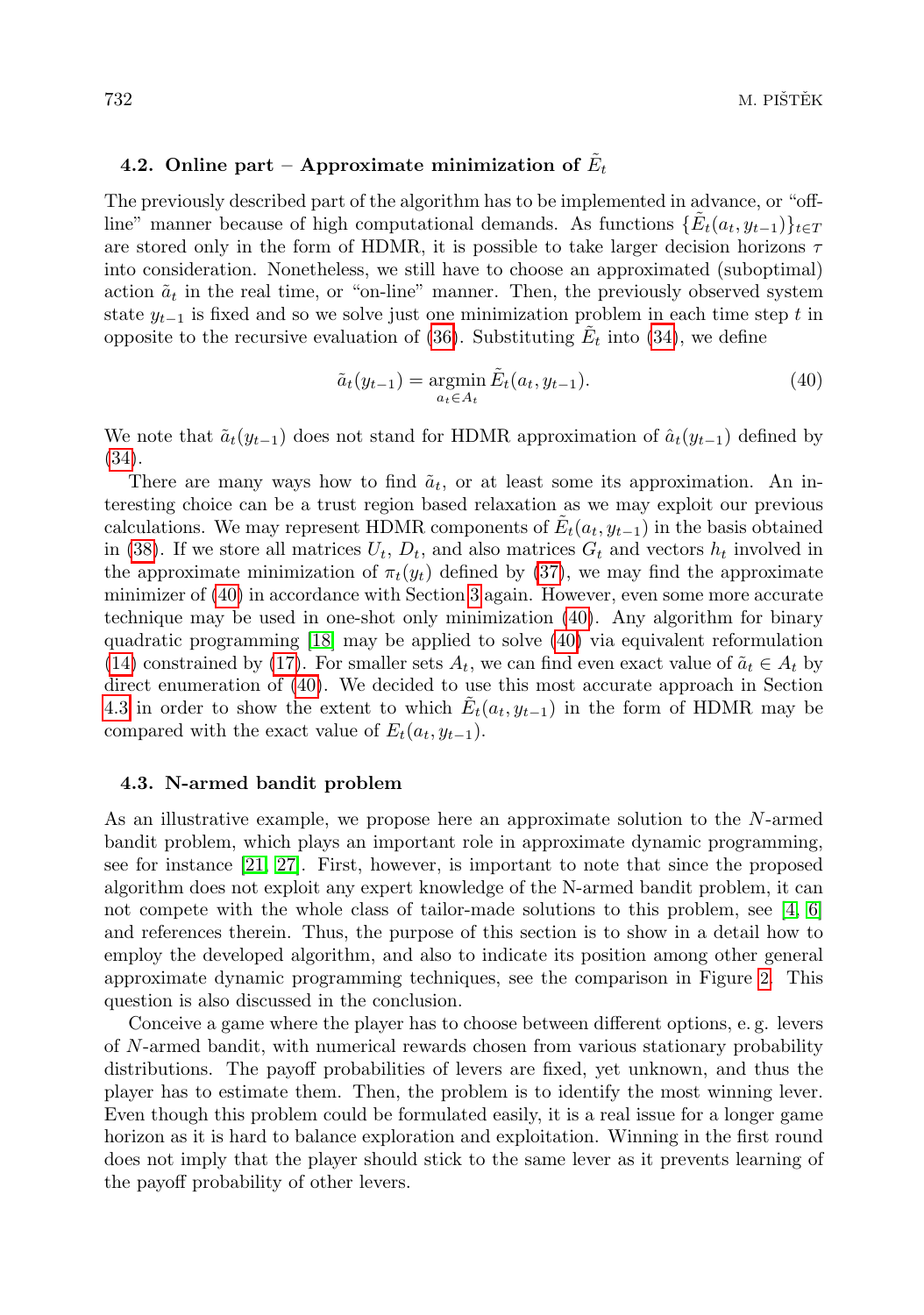### 4.2. Online part – Approximate minimization of $\tilde{E}_t$

The previously described part of the algorithm has to be implemented in advance, or "off-line" manner because of high computational demands. As functions $\{\tilde{E}_t(a_t, y_{t-1})\}_{t\in T}$ are stored only in the form of HDMR, it is possible to take larger decision horizons $\tau$ into consideration. Nonetheless, we still have to choose an approximated (suboptimal) action $\tilde{a}_t$ in the real time, or "on-line" manner. Then, the previously observed system state $y_{t-1}$ is fixed and so we solve just one minimization problem in each time step $t$ in opposite to the recursive evaluation of (36). Substituting $\tilde{E}_t$ into (34), we define

$$\tilde{a}_t(y_{t-1}) = \operatorname*{argmin}_{a_t \in A_t} \tilde{E}_t(a_t, y_{t-1}). \tag{40}$$

We note that $\tilde{a}_t(y_{t-1})$ does not stand for HDMR approximation of $\hat{a}_t(y_{t-1})$ defined by (34).

There are many ways how to find $\tilde{a}_t$, or at least some its approximation. An interesting choice can be a trust region based relaxation as we may exploit our previous calculations. We may represent HDMR components of $\tilde{E}_t(a_t, y_{t-1})$ in the basis obtained in (38). If we store all matrices $U_t$, $D_t$, and also matrices $G_t$ and vectors $h_t$ involved in the approximate minimization of $\pi_t(y_t)$ defined by (37), we may find the approximate minimizer of (40) in accordance with Section 3 again. However, even some more accurate technique may be used in one-shot only minimization (40). Any algorithm for binary quadratic programming [18] may be applied to solve (40) via equivalent reformulation (14) constrained by (17). For smaller sets $A_t$, we can find even exact value of $\tilde{a}_t \in A_t$ by direct enumeration of (40). We decided to use this most accurate approach in Section 4.3 in order to show the extent to which $\tilde{E}_t(a_t, y_{t-1})$ in the form of HDMR may be compared with the exact value of $E_t(a_t, y_{t-1})$.

### 4.3. N-armed bandit problem

As an illustrative example, we propose here an approximate solution to the $N$-armed bandit problem, which plays an important role in approximate dynamic programming, see for instance [21, 27]. First, however, is important to note that since the proposed algorithm does not exploit any expert knowledge of the N-armed bandit problem, it can not compete with the whole class of tailor-made solutions to this problem, see [4, 6] and references therein. Thus, the purpose of this section is to show in a detail how to employ the developed algorithm, and also to indicate its position among other general approximate dynamic programming techniques, see the comparison in Figure 2. This question is also discussed in the conclusion.

Conceive a game where the player has to choose between different options, e. g. levers of $N$-armed bandit, with numerical rewards chosen from various stationary probability distributions. The payoff probabilities of levers are fixed, yet unknown, and thus the player has to estimate them. Then, the problem is to identify the most winning lever. Even though this problem could be formulated easily, it is a real issue for a longer game horizon as it is hard to balance exploration and exploitation. Winning in the first round does not imply that the player should stick to the same lever as it prevents learning of the payoff probability of other levers.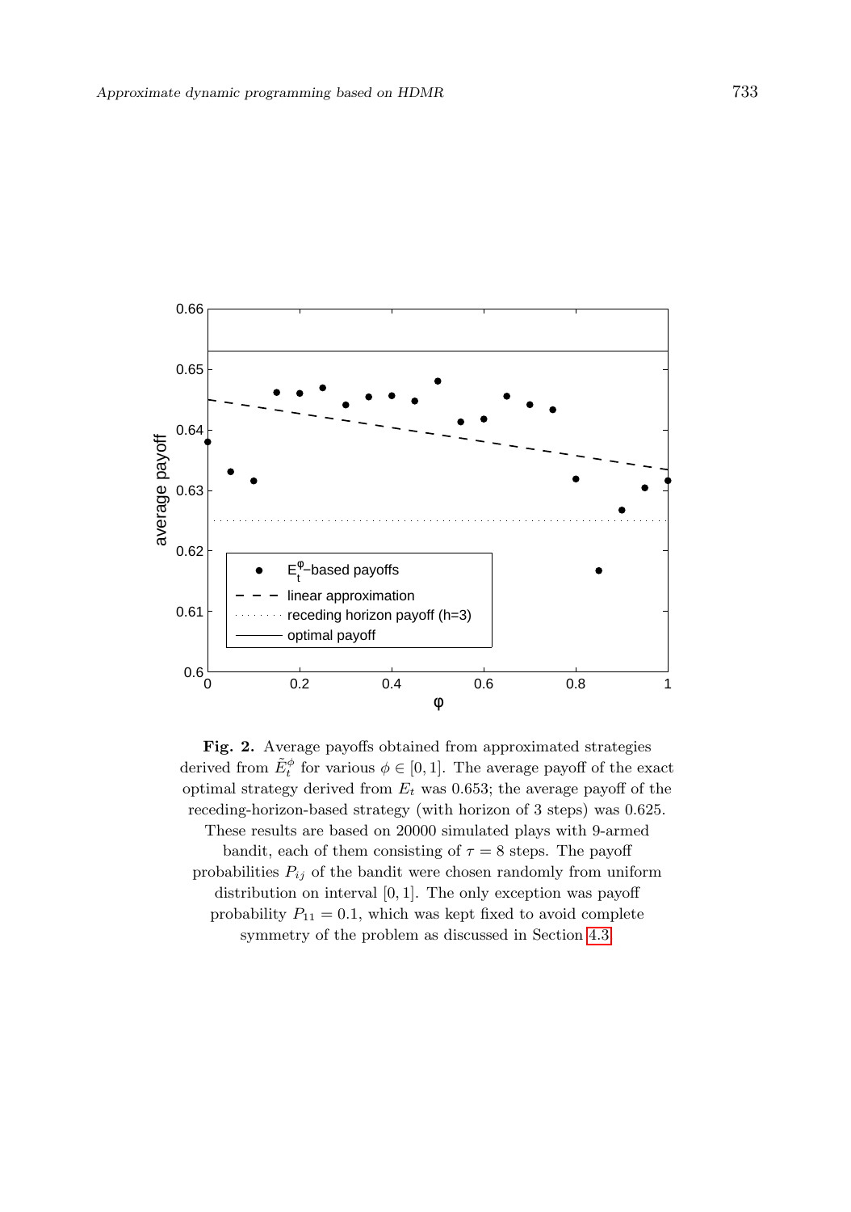**Fig. 2.** Average payoffs obtained from approximated strategies derived from $\tilde{E}_t^{\phi}$ for various $\phi \in [0, 1]$. The average payoff of the exact optimal strategy derived from $E_t$ was 0.653; the average payoff of the receding-horizon-based strategy (with horizon of 3 steps) was 0.625. These results are based on 20000 simulated plays with 9-armed bandit, each of them consisting of $\tau = 8$ steps. The payoff probabilities $P_{ij}$ of the bandit were chosen randomly from uniform distribution on interval $[0, 1]$. The only exception was payoff probability $P_{11} = 0.1$, which was kept fixed to avoid complete symmetry of the problem as discussed in Section 4.3.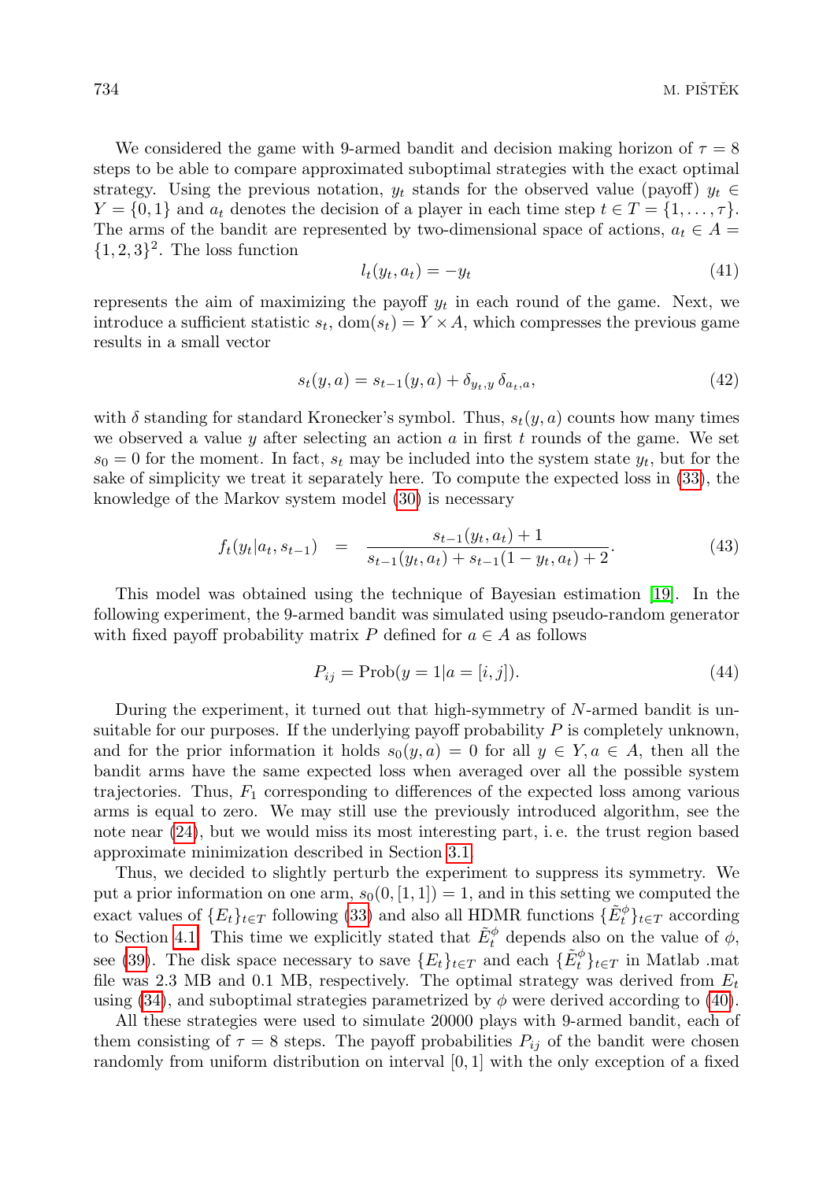We considered the game with 9-armed bandit and decision making horizon of $\tau = 8$ steps to be able to compare approximated suboptimal strategies with the exact optimal strategy. Using the previous notation, $y_t$ stands for the observed value (payoff) $y_t \in Y = \{0, 1\}$ and $a_t$ denotes the decision of a player in each time step $t \in T = \{1, \ldots, \tau\}$. The arms of the bandit are represented by two-dimensional space of actions, $a_t \in A = \{1, 2, 3\}^2$. The loss function

$$l_t(y_t, a_t) = -y_t \tag{41}$$

represents the aim of maximizing the payoff $y_t$ in each round of the game. Next, we introduce a sufficient statistic $s_t$, $\text{dom}(s_t) = Y \times A$, which compresses the previous game results in a small vector

$$s_t(y, a) = s_{t-1}(y, a) + \delta_{y_t, y}\, \delta_{a_t, a}, \tag{42}$$

with $\delta$ standing for standard Kronecker's symbol. Thus, $s_t(y, a)$ counts how many times we observed a value $y$ after selecting an action $a$ in first $t$ rounds of the game. We set $s_0 = 0$ for the moment. In fact, $s_t$ may be included into the system state $y_t$, but for the sake of simplicity we treat it separately here. To compute the expected loss in (33), the knowledge of the Markov system model (30) is necessary

$$f_t(y_t | a_t, s_{t-1}) = \frac{s_{t-1}(y_t, a_t) + 1}{s_{t-1}(y_t, a_t) + s_{t-1}(1 - y_t, a_t) + 2}. \tag{43}$$

This model was obtained using the technique of Bayesian estimation [19]. In the following experiment, the 9-armed bandit was simulated using pseudo-random generator with fixed payoff probability matrix $P$ defined for $a \in A$ as follows

$$P_{ij} = \text{Prob}(y = 1 | a = [i, j]). \tag{44}$$

During the experiment, it turned out that high-symmetry of $N$-armed bandit is unsuitable for our purposes. If the underlying payoff probability $P$ is completely unknown, and for the prior information it holds $s_0(y, a) = 0$ for all $y \in Y, a \in A$, then all the bandit arms have the same expected loss when averaged over all the possible system trajectories. Thus, $F_1$ corresponding to differences of the expected loss among various arms is equal to zero. We may still use the previously introduced algorithm, see the note near (24), but we would miss its most interesting part, i. e. the trust region based approximate minimization described in Section 3.1.

Thus, we decided to slightly perturb the experiment to suppress its symmetry. We put a prior information on one arm, $s_0(0, [1, 1]) = 1$, and in this setting we computed the exact values of $\{E_t\}_{t \in T}$ following (33) and also all HDMR functions $\{\tilde{E}_t^\phi\}_{t \in T}$ according to Section 4.1. This time we explicitly stated that $\tilde{E}_t^\phi$ depends also on the value of $\phi$, see (39). The disk space necessary to save $\{E_t\}_{t \in T}$ and each $\{\tilde{E}_t^\phi\}_{t \in T}$ in Matlab .mat file was 2.3 MB and 0.1 MB, respectively. The optimal strategy was derived from $E_t$ using (34), and suboptimal strategies parametrized by $\phi$ were derived according to (40).

All these strategies were used to simulate 20000 plays with 9-armed bandit, each of them consisting of $\tau = 8$ steps. The payoff probabilities $P_{ij}$ of the bandit were chosen randomly from uniform distribution on interval $[0, 1]$ with the only exception of a fixed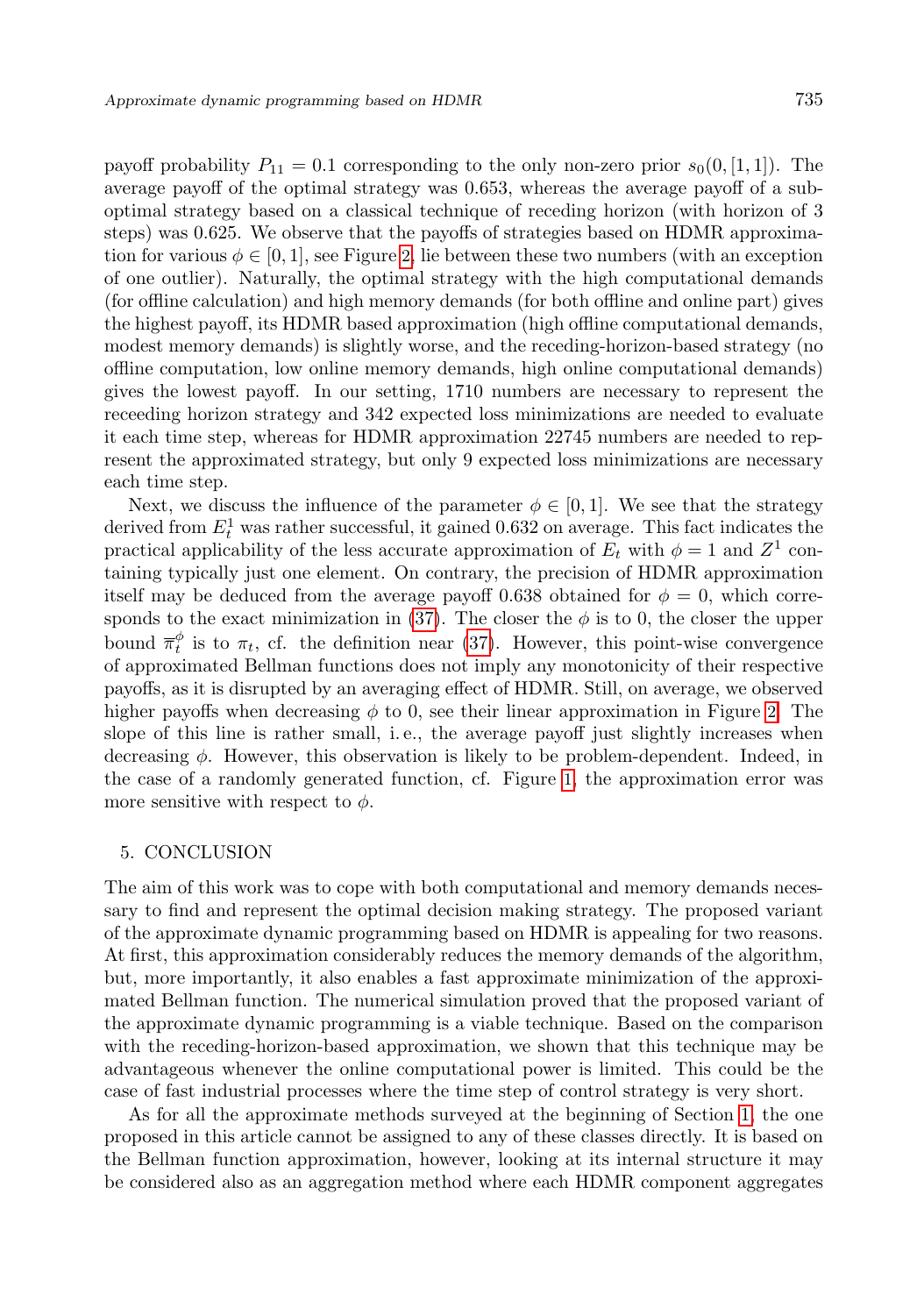payoff probability $P_{11} = 0.1$ corresponding to the only non-zero prior $s_0(0,[1,1])$. The average payoff of the optimal strategy was 0.653, whereas the average payoff of a sub-optimal strategy based on a classical technique of receding horizon (with horizon of 3 steps) was 0.625. We observe that the payoffs of strategies based on HDMR approximation for various $\phi \in [0,1]$, see Figure 2, lie between these two numbers (with an exception of one outlier). Naturally, the optimal strategy with the high computational demands (for offline calculation) and high memory demands (for both offline and online part) gives the highest payoff, its HDMR based approximation (high offline computational demands, modest memory demands) is slightly worse, and the receding-horizon-based strategy (no offline computation, low online memory demands, high online computational demands) gives the lowest payoff. In our setting, 1710 numbers are necessary to represent the receeding horizon strategy and 342 expected loss minimizations are needed to evaluate it each time step, whereas for HDMR approximation 22745 numbers are needed to represent the approximated strategy, but only 9 expected loss minimizations are necessary each time step.

Next, we discuss the influence of the parameter $\phi \in [0,1]$. We see that the strategy derived from $E_t^1$ was rather successful, it gained 0.632 on average. This fact indicates the practical applicability of the less accurate approximation of $E_t$ with $\phi = 1$ and $Z^1$ containing typically just one element. On contrary, the precision of HDMR approximation itself may be deduced from the average payoff 0.638 obtained for $\phi = 0$, which corresponds to the exact minimization in (37). The closer the $\phi$ is to 0, the closer the upper bound $\overline{\pi}_t^{\phi}$ is to $\pi_t$, cf. the definition near (37). However, this point-wise convergence of approximated Bellman functions does not imply any monotonicity of their respective payoffs, as it is disrupted by an averaging effect of HDMR. Still, on average, we observed higher payoffs when decreasing $\phi$ to 0, see their linear approximation in Figure 2. The slope of this line is rather small, i. e., the average payoff just slightly increases when decreasing $\phi$. However, this observation is likely to be problem-dependent. Indeed, in the case of a randomly generated function, cf. Figure 1, the approximation error was more sensitive with respect to $\phi$.

## 5. CONCLUSION

The aim of this work was to cope with both computational and memory demands necessary to find and represent the optimal decision making strategy. The proposed variant of the approximate dynamic programming based on HDMR is appealing for two reasons. At first, this approximation considerably reduces the memory demands of the algorithm, but, more importantly, it also enables a fast approximate minimization of the approximated Bellman function. The numerical simulation proved that the proposed variant of the approximate dynamic programming is a viable technique. Based on the comparison with the receding-horizon-based approximation, we shown that this technique may be advantageous whenever the online computational power is limited. This could be the case of fast industrial processes where the time step of control strategy is very short.

As for all the approximate methods surveyed at the beginning of Section 1, the one proposed in this article cannot be assigned to any of these classes directly. It is based on the Bellman function approximation, however, looking at its internal structure it may be considered also as an aggregation method where each HDMR component aggregates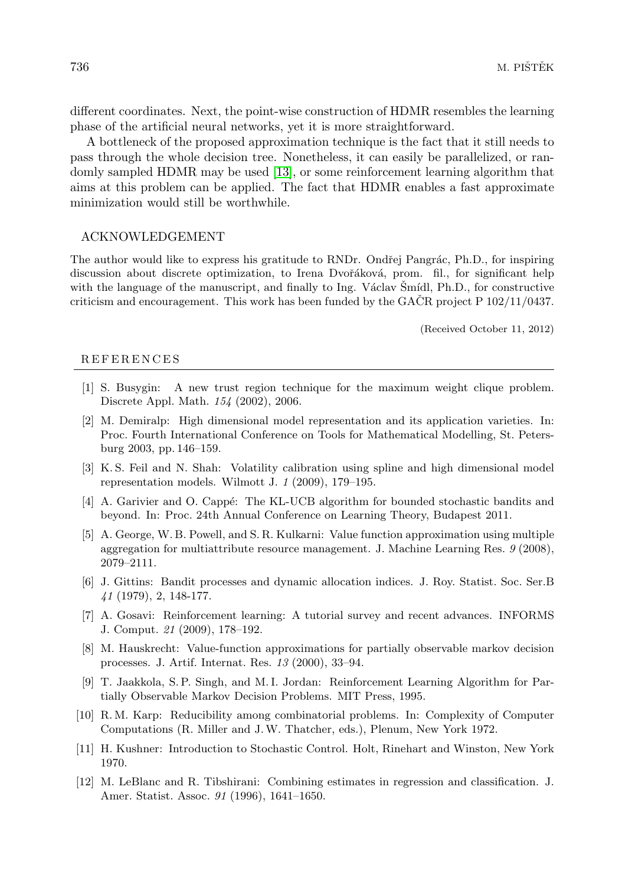different coordinates. Next, the point-wise construction of HDMR resembles the learning phase of the artificial neural networks, yet it is more straightforward.

A bottleneck of the proposed approximation technique is the fact that it still needs to pass through the whole decision tree. Nonetheless, it can easily be parallelized, or randomly sampled HDMR may be used [13], or some reinforcement learning algorithm that aims at this problem can be applied. The fact that HDMR enables a fast approximate minimization would still be worthwhile.

## ACKNOWLEDGEMENT

The author would like to express his gratitude to RNDr. Ondřej Pangrác, Ph.D., for inspiring discussion about discrete optimization, to Irena Dvořáková, prom. fil., for significant help with the language of the manuscript, and finally to Ing. Václav Šmídl, Ph.D., for constructive criticism and encouragement. This work has been funded by the GAČR project P 102/11/0437.

(Received October 11, 2012)

## REFERENCES

[1] S. Busygin: A new trust region technique for the maximum weight clique problem. Discrete Appl. Math. *154* (2002), 2006.

[2] M. Demiralp: High dimensional model representation and its application varieties. In: Proc. Fourth International Conference on Tools for Mathematical Modelling, St. Petersburg 2003, pp. 146–159.

[3] K. S. Feil and N. Shah: Volatility calibration using spline and high dimensional model representation models. Wilmott J. *1* (2009), 179–195.

[4] A. Garivier and O. Cappé: The KL-UCB algorithm for bounded stochastic bandits and beyond. In: Proc. 24th Annual Conference on Learning Theory, Budapest 2011.

[5] A. George, W. B. Powell, and S. R. Kulkarni: Value function approximation using multiple aggregation for multiattribute resource management. J. Machine Learning Res. *9* (2008), 2079–2111.

[6] J. Gittins: Bandit processes and dynamic allocation indices. J. Roy. Statist. Soc. Ser.B *41* (1979), 2, 148-177.

[7] A. Gosavi: Reinforcement learning: A tutorial survey and recent advances. INFORMS J. Comput. *21* (2009), 178–192.

[8] M. Hauskrecht: Value-function approximations for partially observable markov decision processes. J. Artif. Internat. Res. *13* (2000), 33–94.

[9] T. Jaakkola, S. P. Singh, and M. I. Jordan: Reinforcement Learning Algorithm for Partially Observable Markov Decision Problems. MIT Press, 1995.

[10] R. M. Karp: Reducibility among combinatorial problems. In: Complexity of Computer Computations (R. Miller and J. W. Thatcher, eds.), Plenum, New York 1972.

[11] H. Kushner: Introduction to Stochastic Control. Holt, Rinehart and Winston, New York 1970.

[12] M. LeBlanc and R. Tibshirani: Combining estimates in regression and classification. J. Amer. Statist. Assoc. *91* (1996), 1641–1650.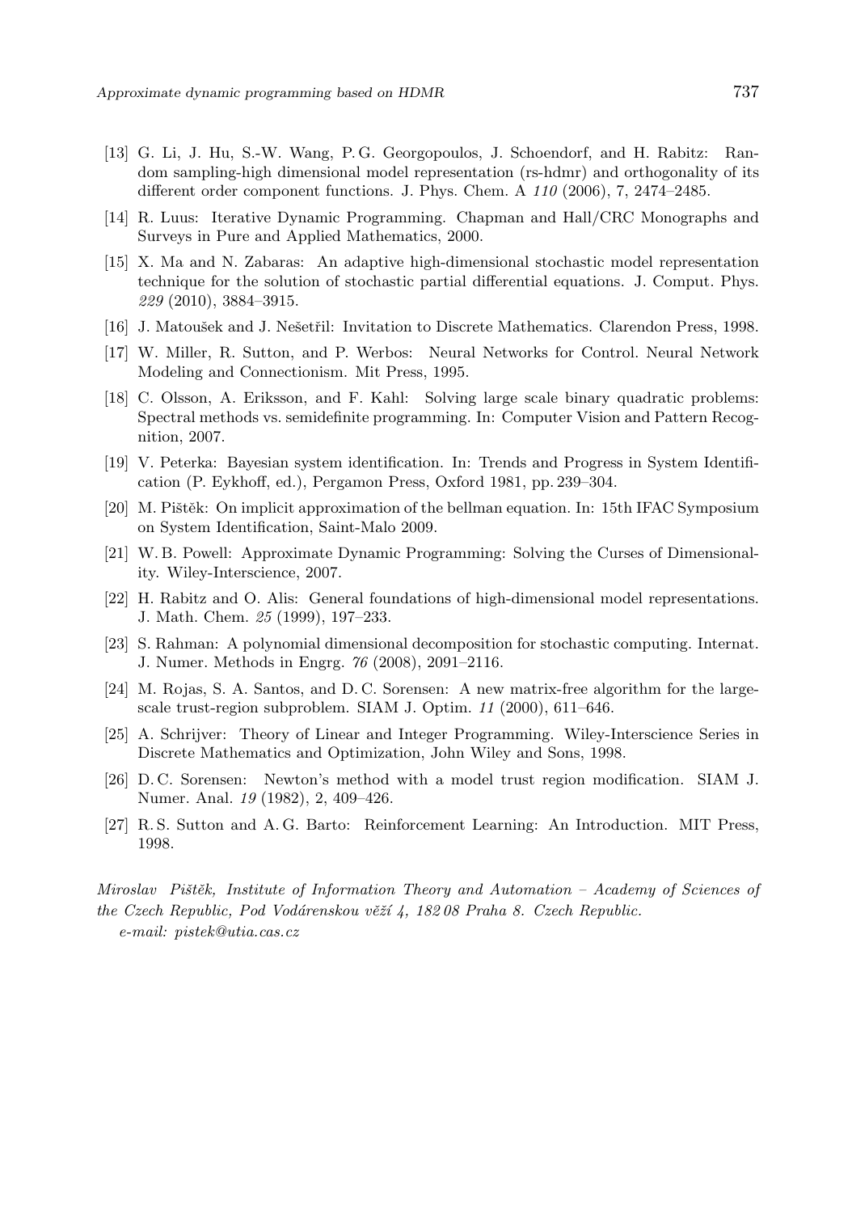[13] G. Li, J. Hu, S.-W. Wang, P. G. Georgopoulos, J. Schoendorf, and H. Rabitz: Random sampling-high dimensional model representation (rs-hdmr) and orthogonality of its different order component functions. J. Phys. Chem. A *110* (2006), 7, 2474–2485.

[14] R. Luus: Iterative Dynamic Programming. Chapman and Hall/CRC Monographs and Surveys in Pure and Applied Mathematics, 2000.

[15] X. Ma and N. Zabaras: An adaptive high-dimensional stochastic model representation technique for the solution of stochastic partial differential equations. J. Comput. Phys. *229* (2010), 3884–3915.

[16] J. Matoušek and J. Nešetřil: Invitation to Discrete Mathematics. Clarendon Press, 1998.

[17] W. Miller, R. Sutton, and P. Werbos: Neural Networks for Control. Neural Network Modeling and Connectionism. Mit Press, 1995.

[18] C. Olsson, A. Eriksson, and F. Kahl: Solving large scale binary quadratic problems: Spectral methods vs. semidefinite programming. In: Computer Vision and Pattern Recognition, 2007.

[19] V. Peterka: Bayesian system identification. In: Trends and Progress in System Identification (P. Eykhoff, ed.), Pergamon Press, Oxford 1981, pp. 239–304.

[20] M. Pištěk: On implicit approximation of the bellman equation. In: 15th IFAC Symposium on System Identification, Saint-Malo 2009.

[21] W. B. Powell: Approximate Dynamic Programming: Solving the Curses of Dimensionality. Wiley-Interscience, 2007.

[22] H. Rabitz and O. Alis: General foundations of high-dimensional model representations. J. Math. Chem. *25* (1999), 197–233.

[23] S. Rahman: A polynomial dimensional decomposition for stochastic computing. Internat. J. Numer. Methods in Engrg. *76* (2008), 2091–2116.

[24] M. Rojas, S. A. Santos, and D. C. Sorensen: A new matrix-free algorithm for the large-scale trust-region subproblem. SIAM J. Optim. *11* (2000), 611–646.

[25] A. Schrijver: Theory of Linear and Integer Programming. Wiley-Interscience Series in Discrete Mathematics and Optimization, John Wiley and Sons, 1998.

[26] D. C. Sorensen: Newton's method with a model trust region modification. SIAM J. Numer. Anal. *19* (1982), 2, 409–426.

[27] R. S. Sutton and A. G. Barto: Reinforcement Learning: An Introduction. MIT Press, 1998.

*Miroslav Pištěk, Institute of Information Theory and Automation – Academy of Sciences of the Czech Republic, Pod Vodárenskou věží 4, 182 08 Praha 8. Czech Republic.*
*e-mail: pistek@utia.cas.cz*